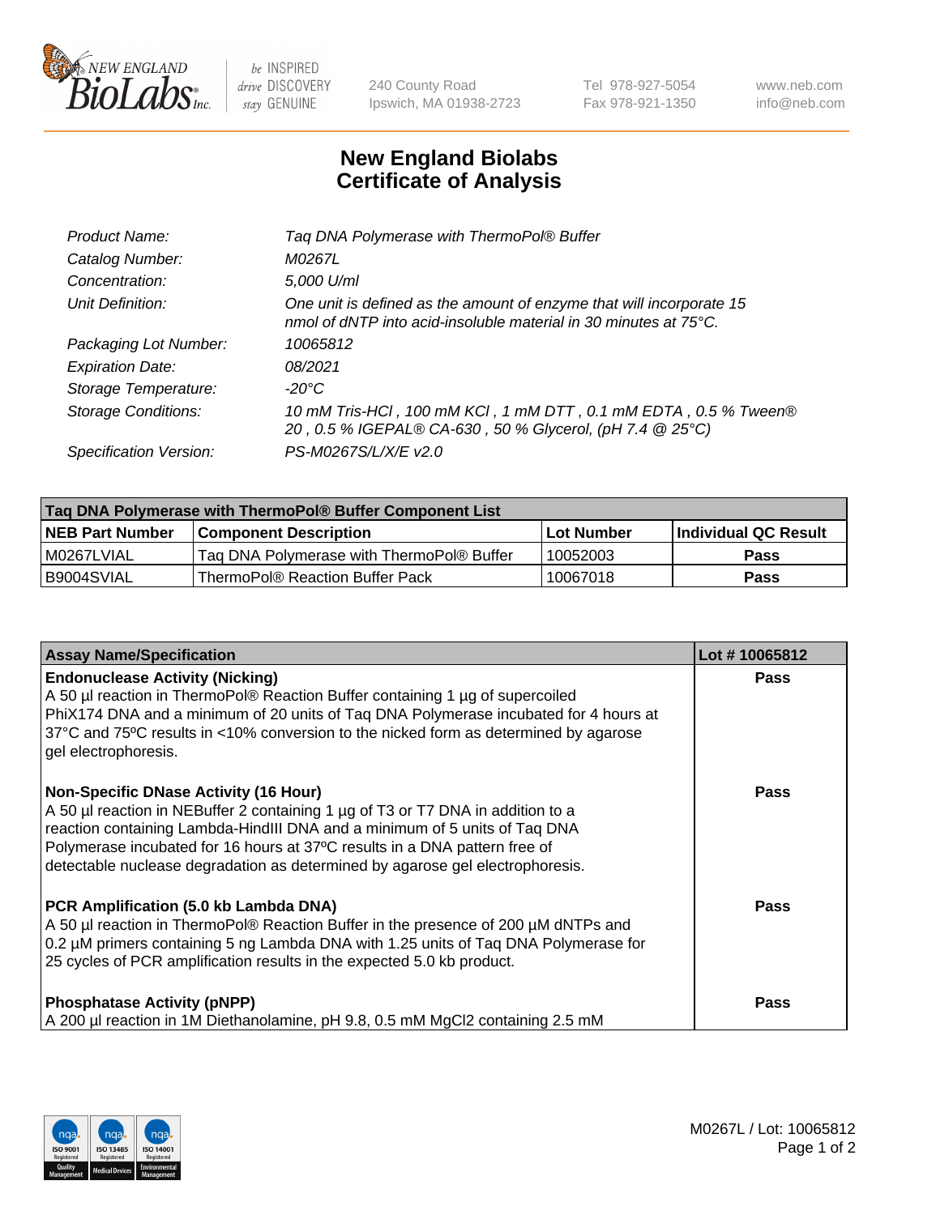# New England Biolabs Certificate of Analysis

| | |
|---|---|
| Product Name: | Taq DNA Polymerase with ThermoPol® Buffer |
| Catalog Number: | M0267L |
| Concentration: | 5,000 U/ml |
| Unit Definition: | One unit is defined as the amount of enzyme that will incorporate 15 nmol of dNTP into acid-insoluble material in 30 minutes at 75°C. |
| Packaging Lot Number: | 10065812 |
| Expiration Date: | 08/2021 |
| Storage Temperature: | -20°C |
| Storage Conditions: | 10 mM Tris-HCl , 100 mM KCl , 1 mM DTT , 0.1 mM EDTA , 0.5 % Tween® 20 , 0.5 % IGEPAL® CA-630 , 50 % Glycerol, (pH 7.4 @ 25°C) |
| Specification Version: | PS-M0267S/L/X/E v2.0 |

| Taq DNA Polymerase with ThermoPol® Buffer Component List | | | |
|---|---|---|---|
| NEB Part Number | Component Description | Lot Number | Individual QC Result |
| M0267LVIAL | Taq DNA Polymerase with ThermoPol® Buffer | 10052003 | Pass |
| B9004SVIAL | ThermoPol® Reaction Buffer Pack | 10067018 | Pass |

| Assay Name/Specification | Lot # 10065812 |
|---|---|
| **Endonuclease Activity (Nicking)**<br>A 50 µl reaction in ThermoPol® Reaction Buffer containing 1 µg of supercoiled PhiX174 DNA and a minimum of 20 units of Taq DNA Polymerase incubated for 4 hours at 37ºC and 75ºC results in <10% conversion to the nicked form as determined by agarose gel electrophoresis. | Pass |
| **Non-Specific DNase Activity (16 Hour)**<br>A 50 µl reaction in NEBuffer 2 containing 1 µg of T3 or T7 DNA in addition to a reaction containing Lambda-HindIII DNA and a minimum of 5 units of Taq DNA Polymerase incubated for 16 hours at 37ºC results in a DNA pattern free of detectable nuclease degradation as determined by agarose gel electrophoresis. | Pass |
| **PCR Amplification (5.0 kb Lambda DNA)**<br>A 50 µl reaction in ThermoPol® Reaction Buffer in the presence of 200 µM dNTPs and 0.2 µM primers containing 5 ng Lambda DNA with 1.25 units of Taq DNA Polymerase for 25 cycles of PCR amplification results in the expected 5.0 kb product. | Pass |
| **Phosphatase Activity (pNPP)**<br>A 200 µl reaction in 1M Diethanolamine, pH 9.8, 0.5 mM $MgCl_2$ containing 2.5 mM | Pass |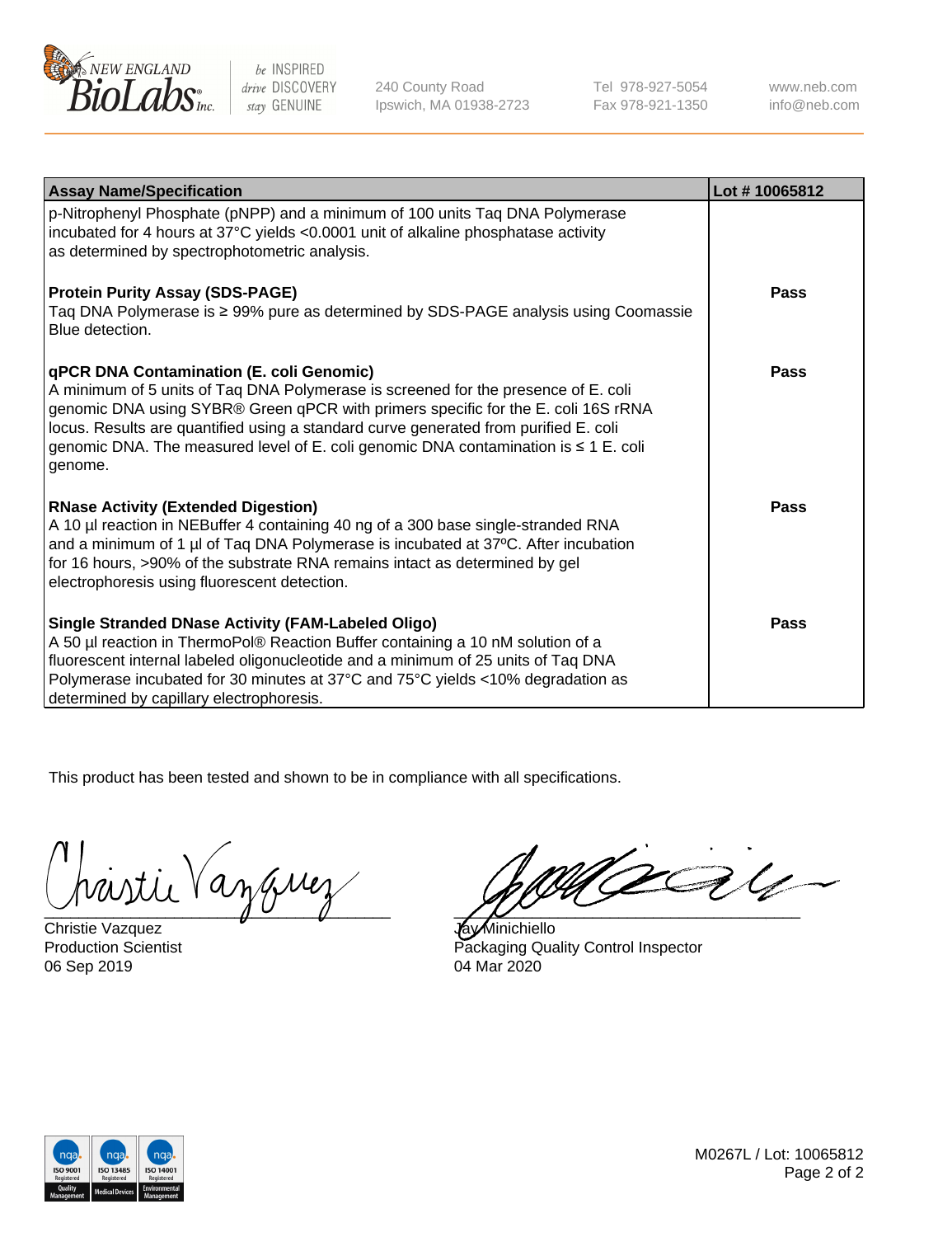New England BioLabs Inc. — be INSPIRED, drive DISCOVERY, stay GENUINE

240 County Road
Ipswich, MA 01938-2723

Tel 978-927-5054
Fax 978-921-1350

www.neb.com
info@neb.com

| Assay Name/Specification | Lot # 10065812 |
|---|---|
| p-Nitrophenyl Phosphate (pNPP) and a minimum of 100 units Taq DNA Polymerase incubated for 4 hours at 37°C yields <0.0001 unit of alkaline phosphatase activity as determined by spectrophotometric analysis. | |
| **Protein Purity Assay (SDS-PAGE)**<br>Taq DNA Polymerase is ≥ 99% pure as determined by SDS-PAGE analysis using Coomassie Blue detection. | Pass |
| **qPCR DNA Contamination (E. coli Genomic)**<br>A minimum of 5 units of Taq DNA Polymerase is screened for the presence of E. coli genomic DNA using SYBR® Green qPCR with primers specific for the E. coli 16S rRNA locus. Results are quantified using a standard curve generated from purified E. coli genomic DNA. The measured level of E. coli genomic DNA contamination is ≤ 1 E. coli genome. | Pass |
| **RNase Activity (Extended Digestion)**<br>A 10 µl reaction in NEBuffer 4 containing 40 ng of a 300 base single-stranded RNA and a minimum of 1 µl of Taq DNA Polymerase is incubated at 37ºC. After incubation for 16 hours, >90% of the substrate RNA remains intact as determined by gel electrophoresis using fluorescent detection. | Pass |
| **Single Stranded DNase Activity (FAM-Labeled Oligo)**<br>A 50 µl reaction in ThermoPol® Reaction Buffer containing a 10 nM solution of a fluorescent internal labeled oligonucleotide and a minimum of 25 units of Taq DNA Polymerase incubated for 30 minutes at 37°C and 75°C yields <10% degradation as determined by capillary electrophoresis. | Pass |

This product has been tested and shown to be in compliance with all specifications.

Christie Vazquez
Production Scientist
06 Sep 2019

Jay Minichiello
Packaging Quality Control Inspector
04 Mar 2020

ISO 9001 Registered Quality Management | ISO 13485 Registered Medical Devices | ISO 14001 Registered Environmental Management

M0267L / Lot: 10065812